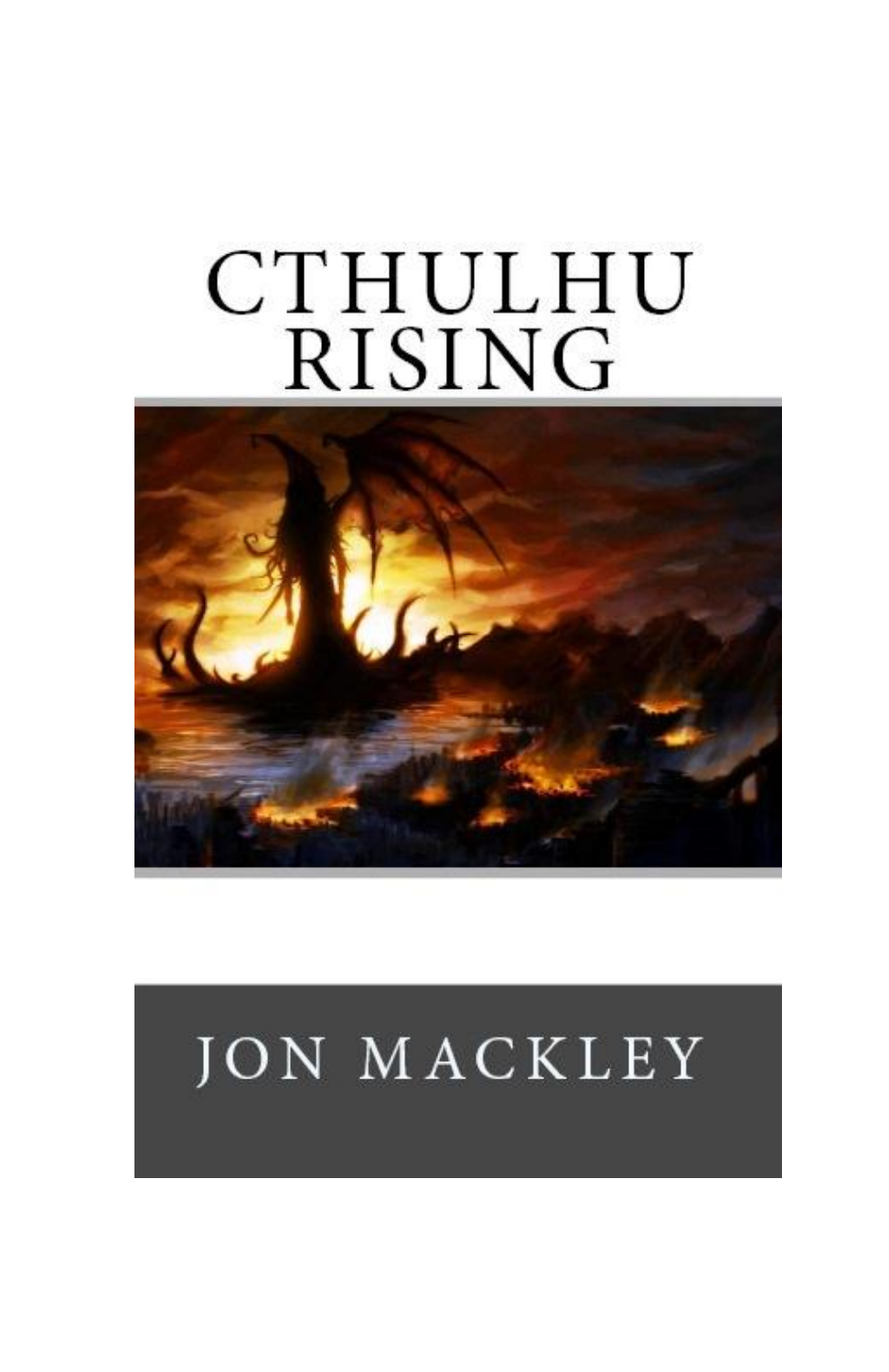# CTHULHU RISING

JON MACKLEY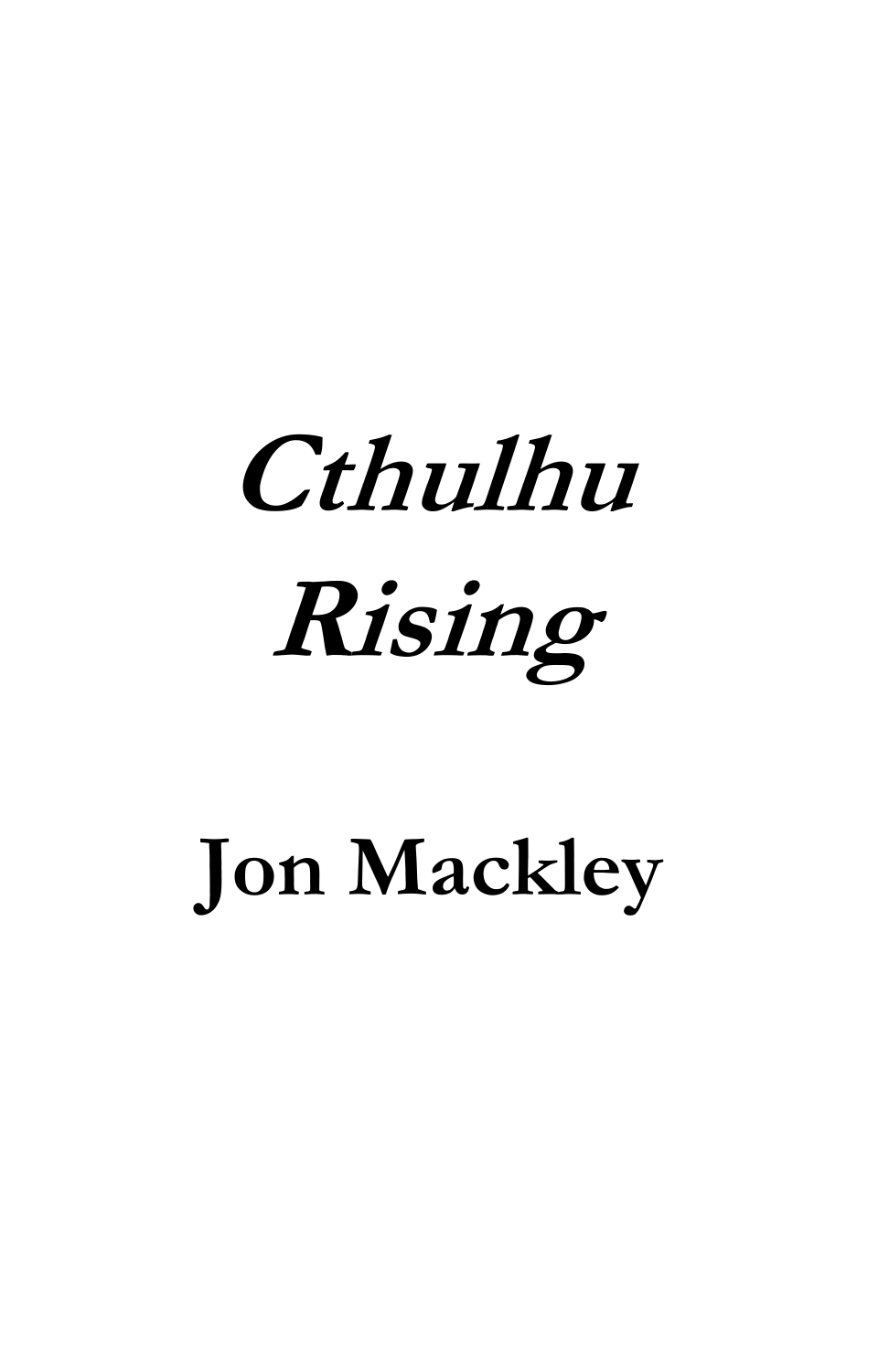# *Cthulhu Rising*

## Jon Mackley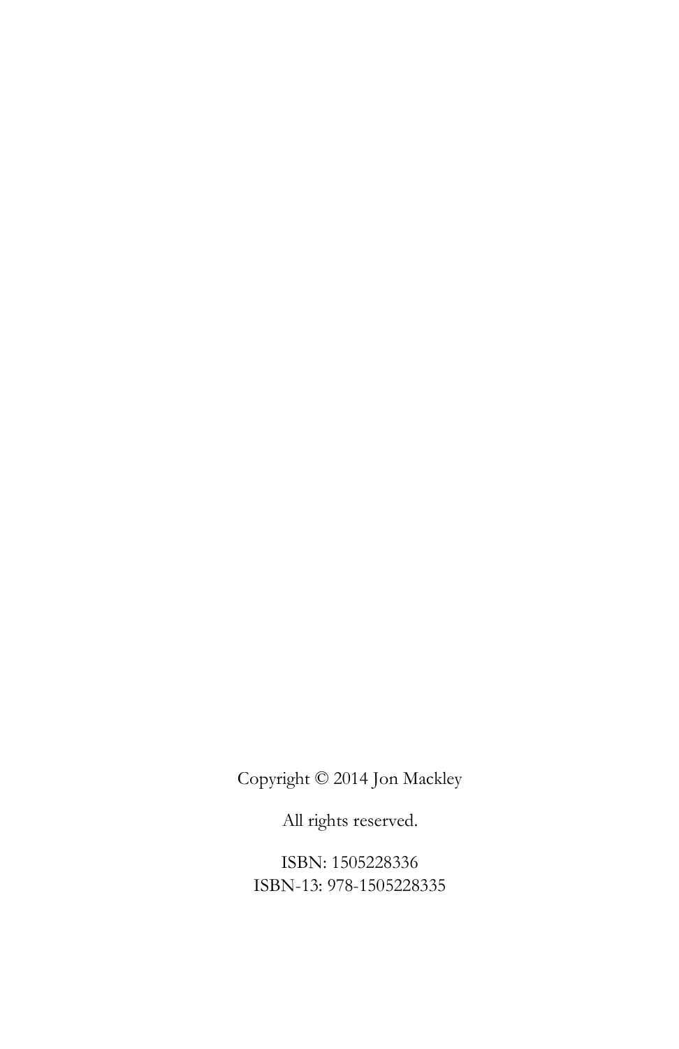Copyright © 2014 Jon Mackley

All rights reserved.

ISBN: 1505228336
ISBN-13: 978-1505228335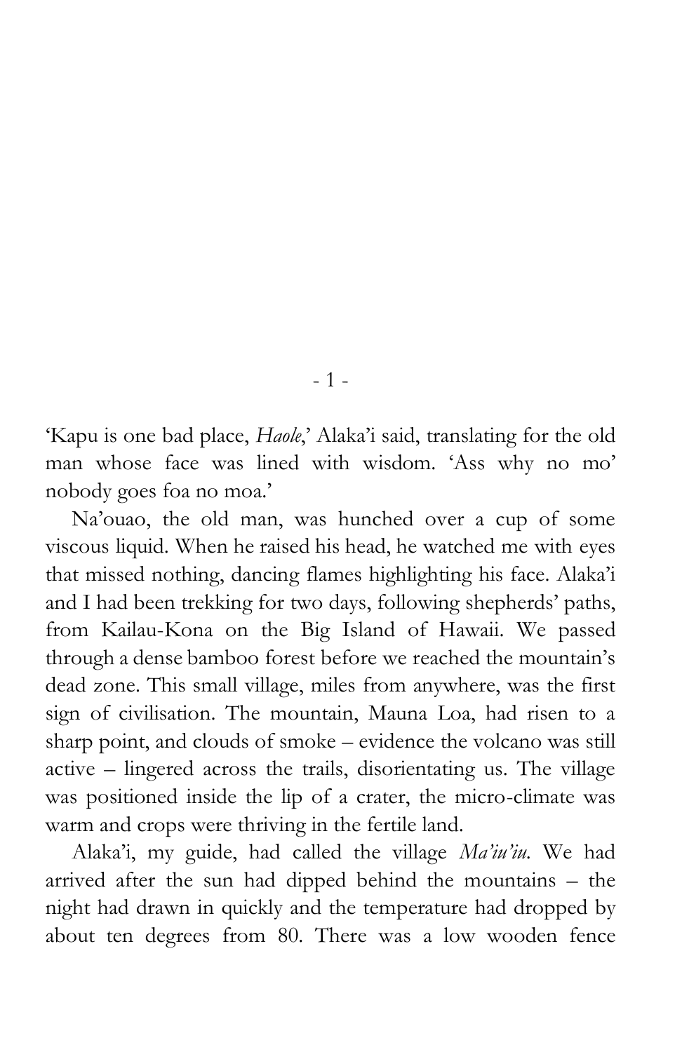# - 1 -

'Kapu is one bad place, *Haole*,' Alaka'i said, translating for the old man whose face was lined with wisdom. 'Ass why no mo' nobody goes foa no moa.'

Na'ouao, the old man, was hunched over a cup of some viscous liquid. When he raised his head, he watched me with eyes that missed nothing, dancing flames highlighting his face. Alaka'i and I had been trekking for two days, following shepherds' paths, from Kailau-Kona on the Big Island of Hawaii. We passed through a dense bamboo forest before we reached the mountain's dead zone. This small village, miles from anywhere, was the first sign of civilisation. The mountain, Mauna Loa, had risen to a sharp point, and clouds of smoke – evidence the volcano was still active – lingered across the trails, disorientating us. The village was positioned inside the lip of a crater, the micro-climate was warm and crops were thriving in the fertile land.

Alaka'i, my guide, had called the village *Ma'iu'iu*. We had arrived after the sun had dipped behind the mountains – the night had drawn in quickly and the temperature had dropped by about ten degrees from 80. There was a low wooden fence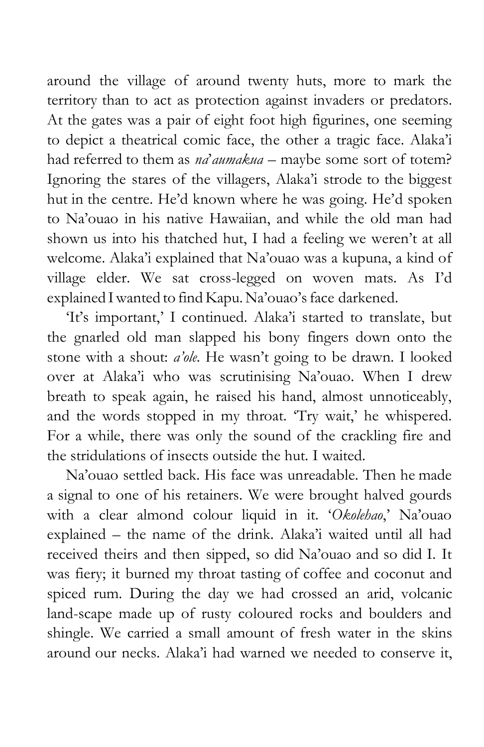around the village of around twenty huts, more to mark the territory than to act as protection against invaders or predators. At the gates was a pair of eight foot high figurines, one seeming to depict a theatrical comic face, the other a tragic face. Alaka'i had referred to them as *na'aumakua* – maybe some sort of totem? Ignoring the stares of the villagers, Alaka'i strode to the biggest hut in the centre. He'd known where he was going. He'd spoken to Na'ouao in his native Hawaiian, and while the old man had shown us into his thatched hut, I had a feeling we weren't at all welcome. Alaka'i explained that Na'ouao was a kupuna, a kind of village elder. We sat cross-legged on woven mats. As I'd explained I wanted to find Kapu. Na'ouao's face darkened.

'It's important,' I continued. Alaka'i started to translate, but the gnarled old man slapped his bony fingers down onto the stone with a shout: *a'ole.* He wasn't going to be drawn. I looked over at Alaka'i who was scrutinising Na'ouao. When I drew breath to speak again, he raised his hand, almost unnoticeably, and the words stopped in my throat. 'Try wait,' he whispered. For a while, there was only the sound of the crackling fire and the stridulations of insects outside the hut. I waited.

Na'ouao settled back. His face was unreadable. Then he made a signal to one of his retainers. We were brought halved gourds with a clear almond colour liquid in it. '*Okolehao*,' Na'ouao explained – the name of the drink. Alaka'i waited until all had received theirs and then sipped, so did Na'ouao and so did I. It was fiery; it burned my throat tasting of coffee and coconut and spiced rum. During the day we had crossed an arid, volcanic land-scape made up of rusty coloured rocks and boulders and shingle. We carried a small amount of fresh water in the skins around our necks. Alaka'i had warned we needed to conserve it,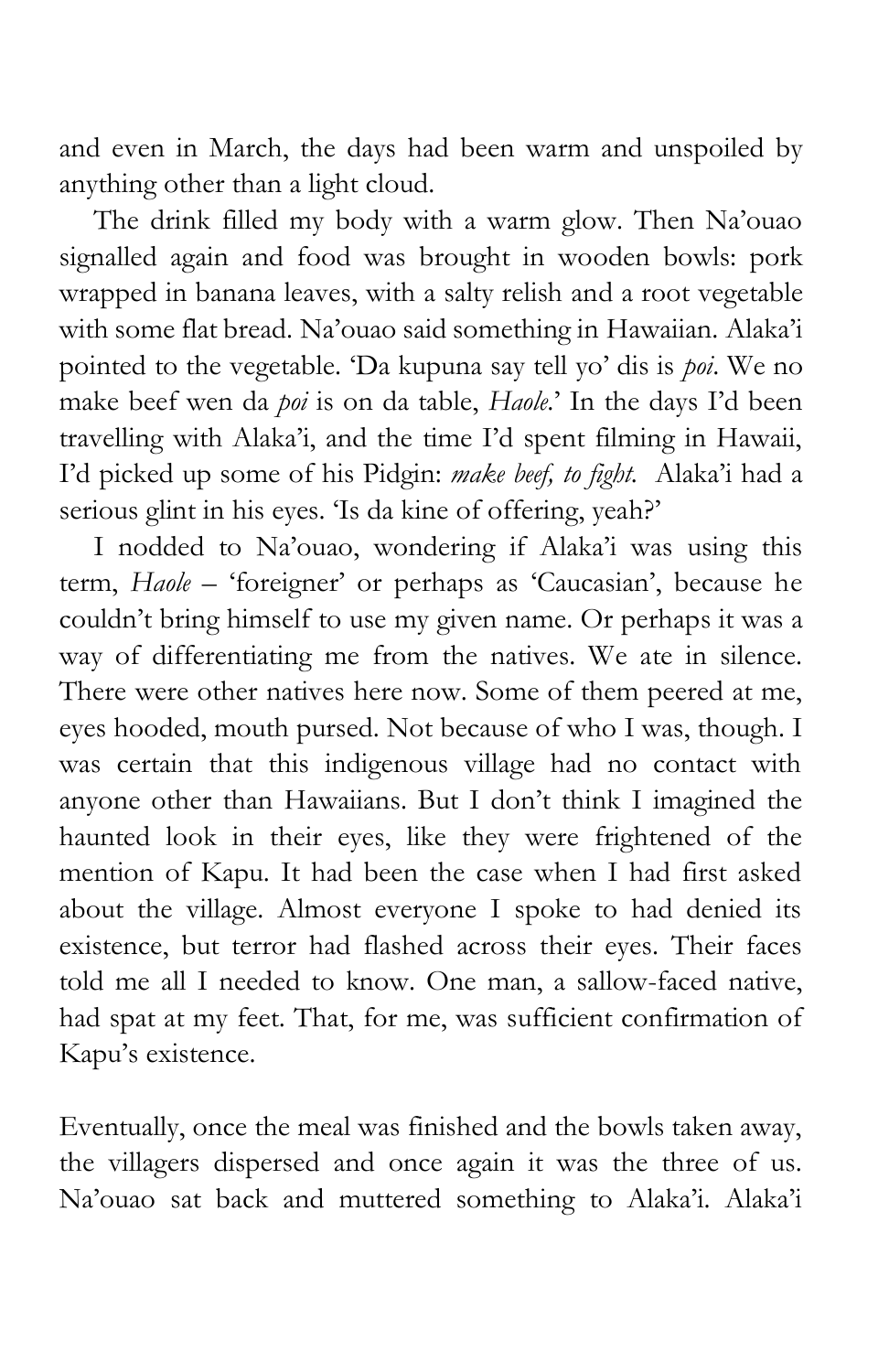and even in March, the days had been warm and unspoiled by anything other than a light cloud.

The drink filled my body with a warm glow. Then Na'ouao signalled again and food was brought in wooden bowls: pork wrapped in banana leaves, with a salty relish and a root vegetable with some flat bread. Na'ouao said something in Hawaiian. Alaka'i pointed to the vegetable. 'Da kupuna say tell yo' dis is *poi*. We no make beef wen da *poi* is on da table, *Haole*.' In the days I'd been travelling with Alaka'i, and the time I'd spent filming in Hawaii, I'd picked up some of his Pidgin: *make beef, to fight.* Alaka'i had a serious glint in his eyes. 'Is da kine of offering, yeah?'

I nodded to Na'ouao, wondering if Alaka'i was using this term, *Haole* – 'foreigner' or perhaps as 'Caucasian', because he couldn't bring himself to use my given name. Or perhaps it was a way of differentiating me from the natives. We ate in silence. There were other natives here now. Some of them peered at me, eyes hooded, mouth pursed. Not because of who I was, though. I was certain that this indigenous village had no contact with anyone other than Hawaiians. But I don't think I imagined the haunted look in their eyes, like they were frightened of the mention of Kapu. It had been the case when I had first asked about the village. Almost everyone I spoke to had denied its existence, but terror had flashed across their eyes. Their faces told me all I needed to know. One man, a sallow-faced native, had spat at my feet. That, for me, was sufficient confirmation of Kapu's existence.

Eventually, once the meal was finished and the bowls taken away, the villagers dispersed and once again it was the three of us. Na'ouao sat back and muttered something to Alaka'i. Alaka'i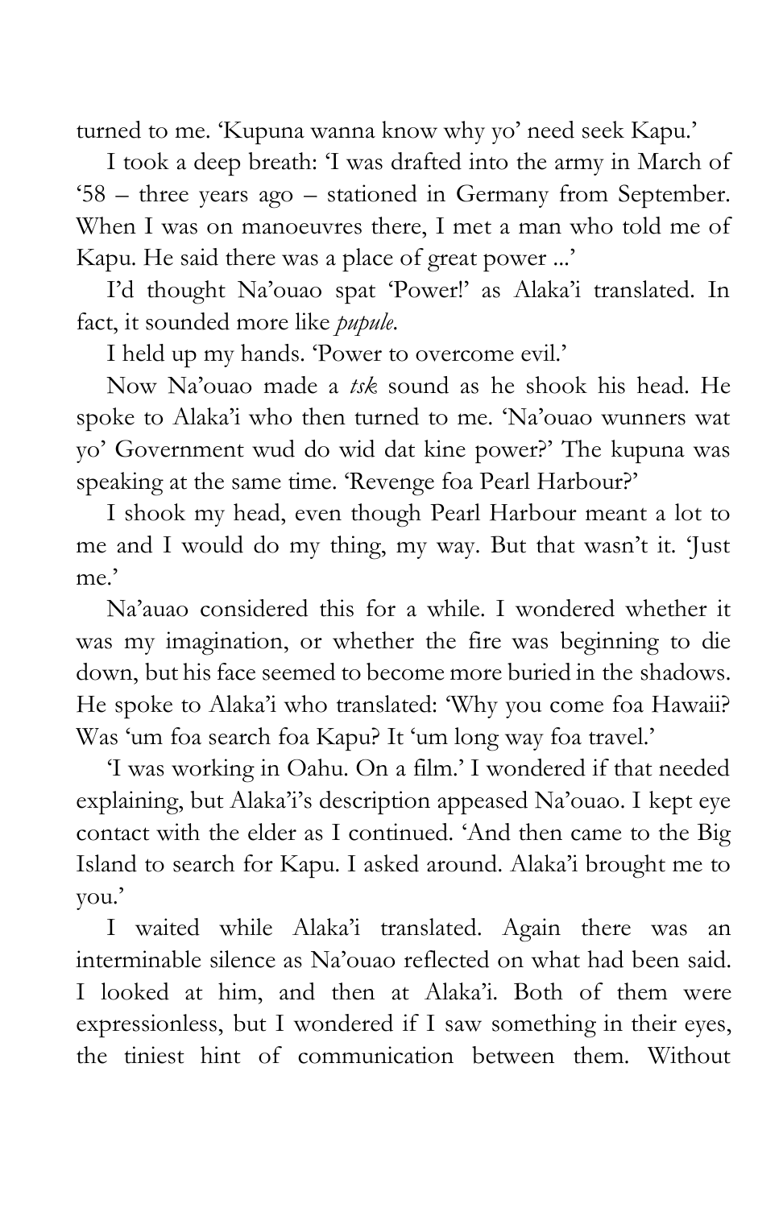turned to me. 'Kupuna wanna know why yo' need seek Kapu.'

I took a deep breath: 'I was drafted into the army in March of '58 – three years ago – stationed in Germany from September. When I was on manoeuvres there, I met a man who told me of Kapu. He said there was a place of great power ...'

I'd thought Na'ouao spat 'Power!' as Alaka'i translated. In fact, it sounded more like *pupule*.

I held up my hands. 'Power to overcome evil.'

Now Na'ouao made a *tsk* sound as he shook his head. He spoke to Alaka'i who then turned to me. 'Na'ouao wunners wat yo' Government wud do wid dat kine power?' The kupuna was speaking at the same time. 'Revenge foa Pearl Harbour?'

I shook my head, even though Pearl Harbour meant a lot to me and I would do my thing, my way. But that wasn't it. 'Just me.'

Na'auao considered this for a while. I wondered whether it was my imagination, or whether the fire was beginning to die down, but his face seemed to become more buried in the shadows. He spoke to Alaka'i who translated: 'Why you come foa Hawaii? Was 'um foa search foa Kapu? It 'um long way foa travel.'

'I was working in Oahu. On a film.' I wondered if that needed explaining, but Alaka'i's description appeased Na'ouao. I kept eye contact with the elder as I continued. 'And then came to the Big Island to search for Kapu. I asked around. Alaka'i brought me to you.'

I waited while Alaka'i translated. Again there was an interminable silence as Na'ouao reflected on what had been said. I looked at him, and then at Alaka'i. Both of them were expressionless, but I wondered if I saw something in their eyes, the tiniest hint of communication between them. Without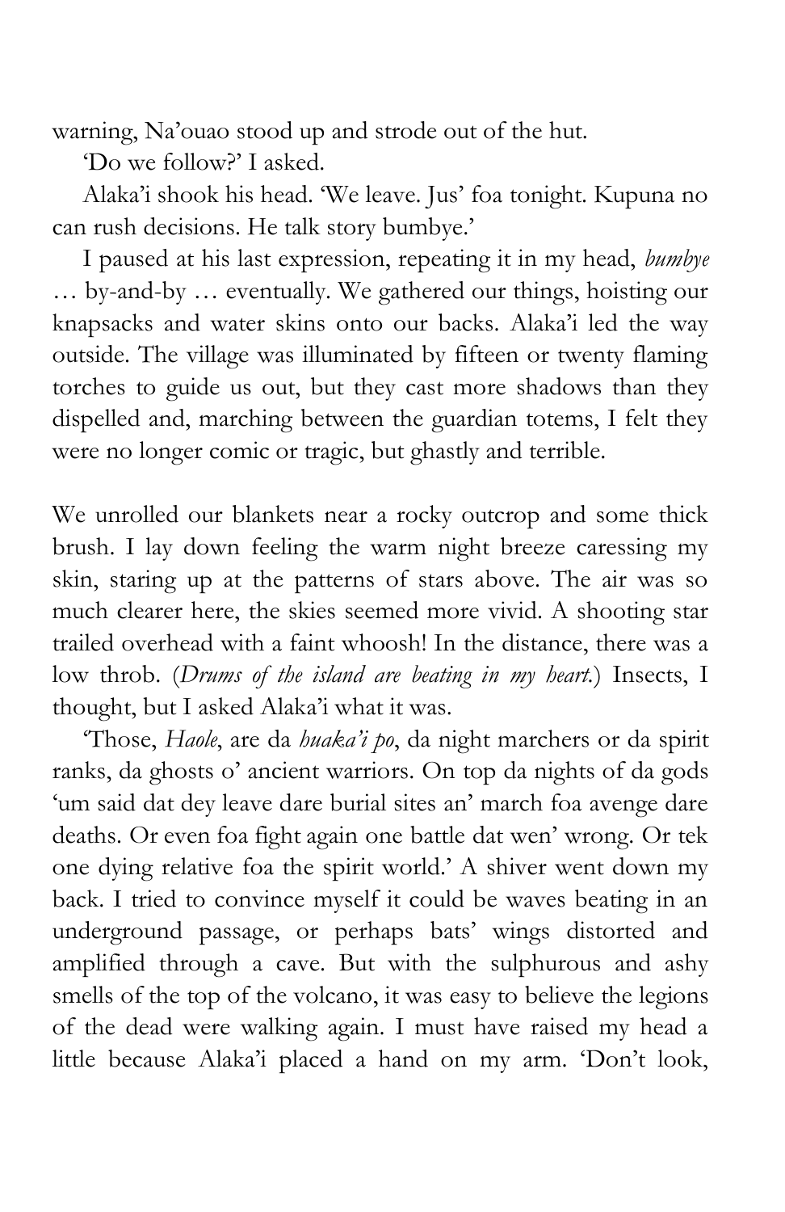warning, Na'ouao stood up and strode out of the hut.

'Do we follow?' I asked.

Alaka'i shook his head. 'We leave. Jus' foa tonight. Kupuna no can rush decisions. He talk story bumbye.'

I paused at his last expression, repeating it in my head, *bumbye* … by-and-by … eventually. We gathered our things, hoisting our knapsacks and water skins onto our backs. Alaka'i led the way outside. The village was illuminated by fifteen or twenty flaming torches to guide us out, but they cast more shadows than they dispelled and, marching between the guardian totems, I felt they were no longer comic or tragic, but ghastly and terrible.

We unrolled our blankets near a rocky outcrop and some thick brush. I lay down feeling the warm night breeze caressing my skin, staring up at the patterns of stars above. The air was so much clearer here, the skies seemed more vivid. A shooting star trailed overhead with a faint whoosh! In the distance, there was a low throb. (*Drums of the island are beating in my heart.*) Insects, I thought, but I asked Alaka'i what it was.

'Those, *Haole*, are da *huaka'i po*, da night marchers or da spirit ranks, da ghosts o' ancient warriors. On top da nights of da gods 'um said dat dey leave dare burial sites an' march foa avenge dare deaths. Or even foa fight again one battle dat wen' wrong. Or tek one dying relative foa the spirit world.' A shiver went down my back. I tried to convince myself it could be waves beating in an underground passage, or perhaps bats' wings distorted and amplified through a cave. But with the sulphurous and ashy smells of the top of the volcano, it was easy to believe the legions of the dead were walking again. I must have raised my head a little because Alaka'i placed a hand on my arm. 'Don't look,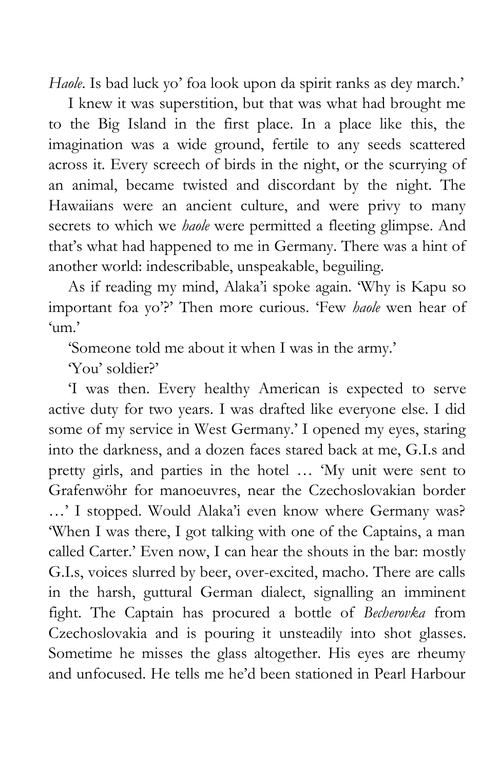*Haole*. Is bad luck yo' foa look upon da spirit ranks as dey march.'

I knew it was superstition, but that was what had brought me to the Big Island in the first place. In a place like this, the imagination was a wide ground, fertile to any seeds scattered across it. Every screech of birds in the night, or the scurrying of an animal, became twisted and discordant by the night. The Hawaiians were an ancient culture, and were privy to many secrets to which we *haole* were permitted a fleeting glimpse. And that's what had happened to me in Germany. There was a hint of another world: indescribable, unspeakable, beguiling.

As if reading my mind, Alaka'i spoke again. 'Why is Kapu so important foa yo'?' Then more curious. 'Few *haole* wen hear of 'um.'

'Someone told me about it when I was in the army.'

'You' soldier?'

'I was then. Every healthy American is expected to serve active duty for two years. I was drafted like everyone else. I did some of my service in West Germany.' I opened my eyes, staring into the darkness, and a dozen faces stared back at me, G.I.s and pretty girls, and parties in the hotel … 'My unit were sent to Grafenwöhr for manoeuvres, near the Czechoslovakian border …' I stopped. Would Alaka'i even know where Germany was? 'When I was there, I got talking with one of the Captains, a man called Carter.' Even now, I can hear the shouts in the bar: mostly G.I.s, voices slurred by beer, over-excited, macho. There are calls in the harsh, guttural German dialect, signalling an imminent fight. The Captain has procured a bottle of *Becherovka* from Czechoslovakia and is pouring it unsteadily into shot glasses. Sometime he misses the glass altogether. His eyes are rheumy and unfocused. He tells me he'd been stationed in Pearl Harbour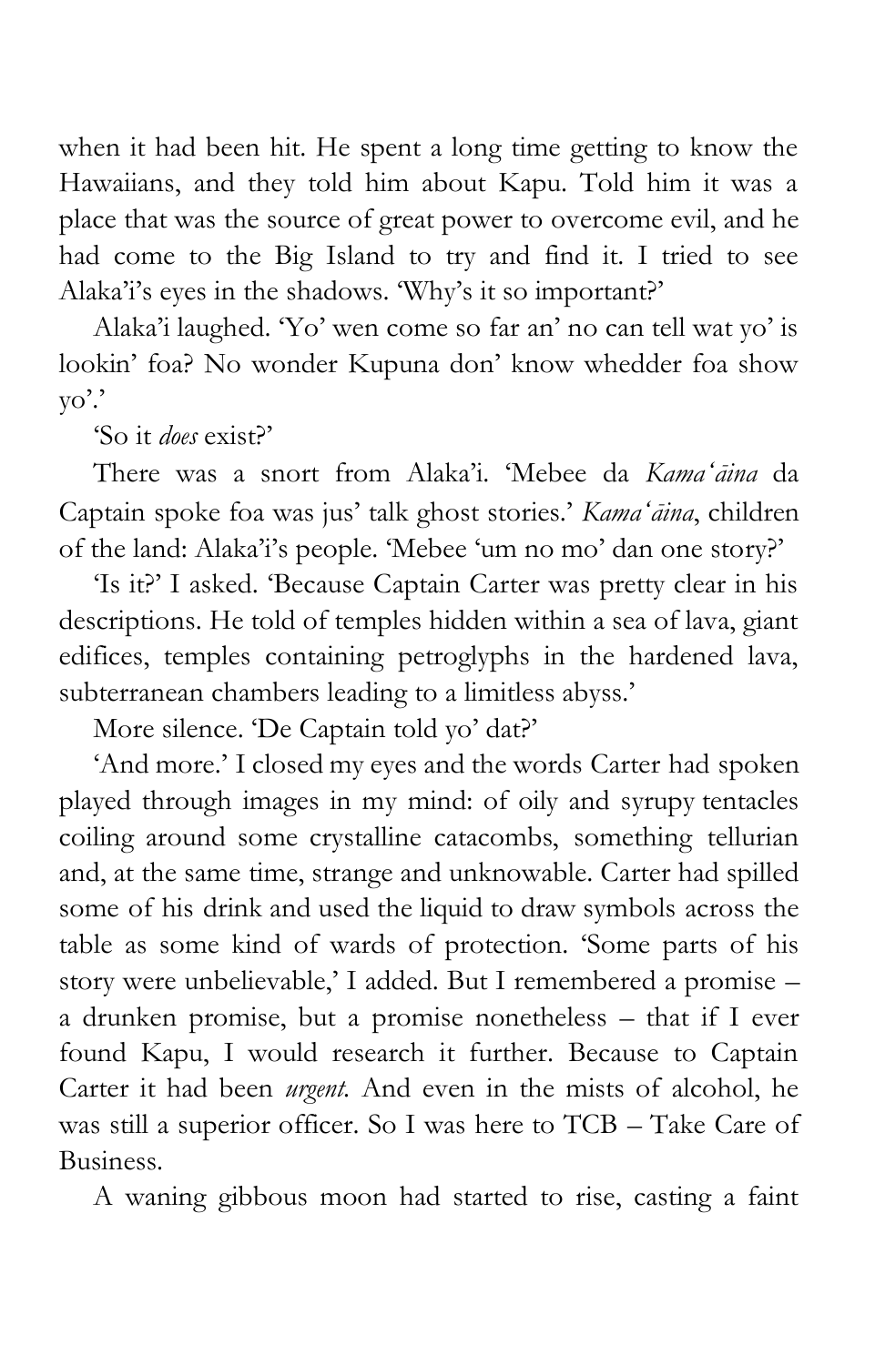when it had been hit. He spent a long time getting to know the Hawaiians, and they told him about Kapu. Told him it was a place that was the source of great power to overcome evil, and he had come to the Big Island to try and find it. I tried to see Alaka'i's eyes in the shadows. 'Why's it so important?'

Alaka'i laughed. 'Yo' wen come so far an' no can tell wat yo' is lookin' foa? No wonder Kupuna don' know whedder foa show yo'.'

'So it *does* exist?'

There was a snort from Alaka'i. 'Mebee da *Kamaʻāina* da Captain spoke foa was jus' talk ghost stories.' *Kamaʻāina*, children of the land: Alaka'i's people. 'Mebee 'um no mo' dan one story?'

'Is it?' I asked. 'Because Captain Carter was pretty clear in his descriptions. He told of temples hidden within a sea of lava, giant edifices, temples containing petroglyphs in the hardened lava, subterranean chambers leading to a limitless abyss.'

More silence. 'De Captain told yo' dat?'

'And more.' I closed my eyes and the words Carter had spoken played through images in my mind: of oily and syrupy tentacles coiling around some crystalline catacombs, something tellurian and, at the same time, strange and unknowable. Carter had spilled some of his drink and used the liquid to draw symbols across the table as some kind of wards of protection. 'Some parts of his story were unbelievable,' I added. But I remembered a promise – a drunken promise, but a promise nonetheless – that if I ever found Kapu, I would research it further. Because to Captain Carter it had been *urgent.* And even in the mists of alcohol, he was still a superior officer. So I was here to TCB – Take Care of Business.

A waning gibbous moon had started to rise, casting a faint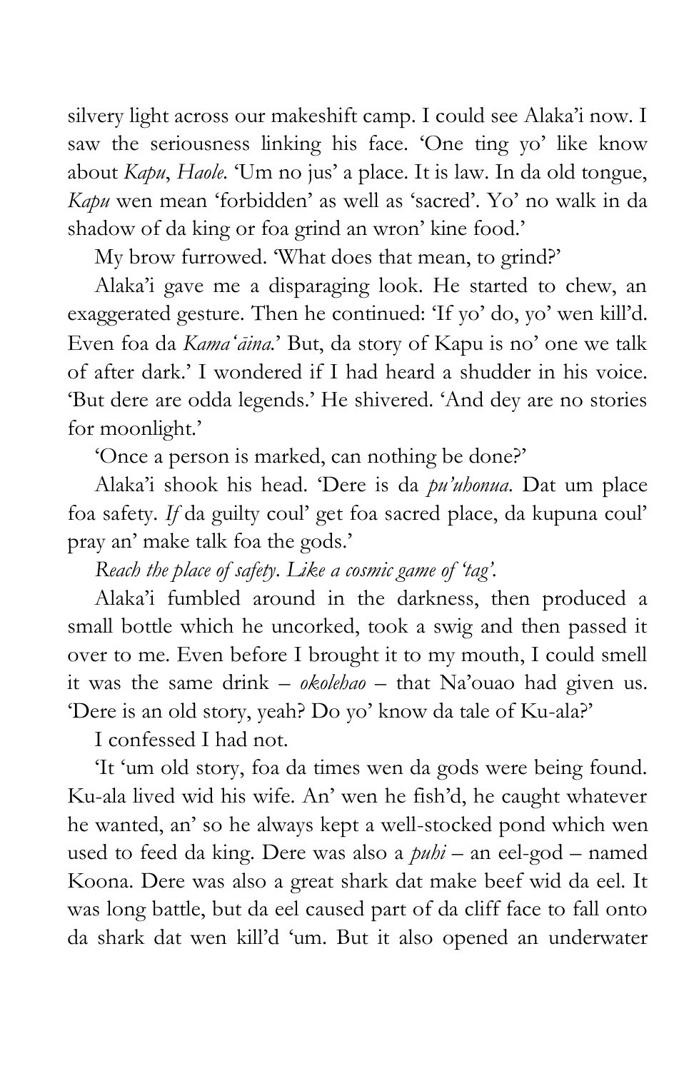silvery light across our makeshift camp. I could see Alaka'i now. I saw the seriousness linking his face. 'One ting yo' like know about *Kapu*, *Haole*. 'Um no jus' a place. It is law. In da old tongue, *Kapu* wen mean 'forbidden' as well as 'sacred'. Yo' no walk in da shadow of da king or foa grind an wron' kine food.'

My brow furrowed. 'What does that mean, to grind?'

Alaka'i gave me a disparaging look. He started to chew, an exaggerated gesture. Then he continued: 'If yo' do, yo' wen kill'd. Even foa da *Kama'āina*.' But, da story of Kapu is no' one we talk of after dark.' I wondered if I had heard a shudder in his voice. 'But dere are odda legends.' He shivered. 'And dey are no stories for moonlight.'

'Once a person is marked, can nothing be done?'

Alaka'i shook his head. 'Dere is da *pu'uhonua*. Dat um place foa safety. *If* da guilty coul' get foa sacred place, da kupuna coul' pray an' make talk foa the gods.'

*Reach the place of safety. Like a cosmic game of 'tag'.*

Alaka'i fumbled around in the darkness, then produced a small bottle which he uncorked, took a swig and then passed it over to me. Even before I brought it to my mouth, I could smell it was the same drink – *okolehao* – that Na'ouao had given us. 'Dere is an old story, yeah? Do yo' know da tale of Ku-ala?'

I confessed I had not.

'It 'um old story, foa da times wen da gods were being found. Ku-ala lived wid his wife. An' wen he fish'd, he caught whatever he wanted, an' so he always kept a well-stocked pond which wen used to feed da king. Dere was also a *puhi* – an eel-god – named Koona. Dere was also a great shark dat make beef wid da eel. It was long battle, but da eel caused part of da cliff face to fall onto da shark dat wen kill'd 'um. But it also opened an underwater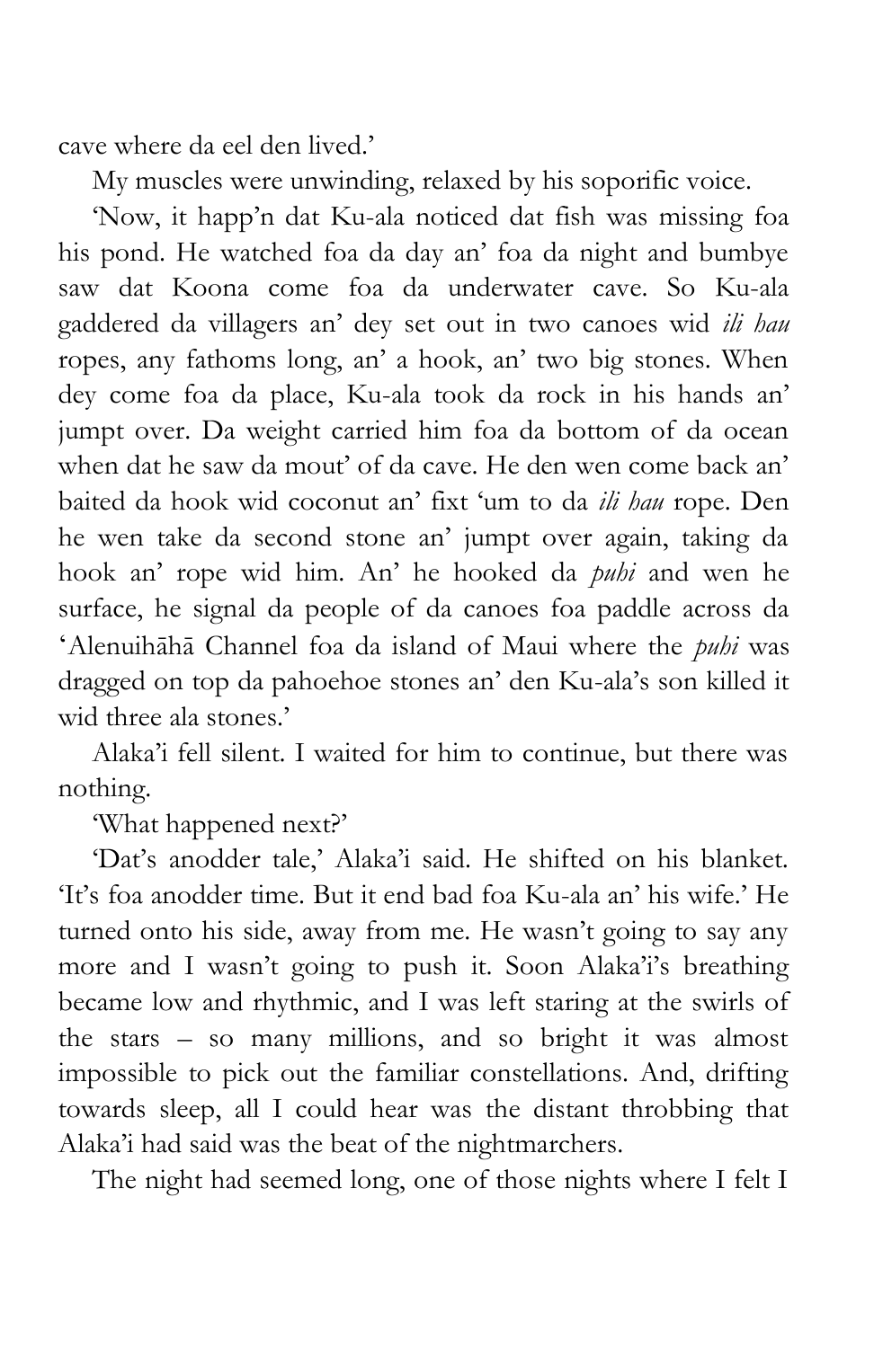cave where da eel den lived.'

My muscles were unwinding, relaxed by his soporific voice.

'Now, it happ'n dat Ku-ala noticed dat fish was missing foa his pond. He watched foa da day an' foa da night and bumbye saw dat Koona come foa da underwater cave. So Ku-ala gaddered da villagers an' dey set out in two canoes wid *ili hau* ropes, any fathoms long, an' a hook, an' two big stones. When dey come foa da place, Ku-ala took da rock in his hands an' jumpt over. Da weight carried him foa da bottom of da ocean when dat he saw da mout' of da cave. He den wen come back an' baited da hook wid coconut an' fixt 'um to da *ili hau* rope. Den he wen take da second stone an' jumpt over again, taking da hook an' rope wid him. An' he hooked da *puhi* and wen he surface, he signal da people of da canoes foa paddle across da 'Alenuihāhā Channel foa da island of Maui where the *puhi* was dragged on top da pahoehoe stones an' den Ku-ala's son killed it wid three ala stones.'

Alaka'i fell silent. I waited for him to continue, but there was nothing.

'What happened next?'

'Dat's anodder tale,' Alaka'i said. He shifted on his blanket. 'It's foa anodder time. But it end bad foa Ku-ala an' his wife.' He turned onto his side, away from me. He wasn't going to say any more and I wasn't going to push it. Soon Alaka'i's breathing became low and rhythmic, and I was left staring at the swirls of the stars – so many millions, and so bright it was almost impossible to pick out the familiar constellations. And, drifting towards sleep, all I could hear was the distant throbbing that Alaka'i had said was the beat of the nightmarchers.

The night had seemed long, one of those nights where I felt I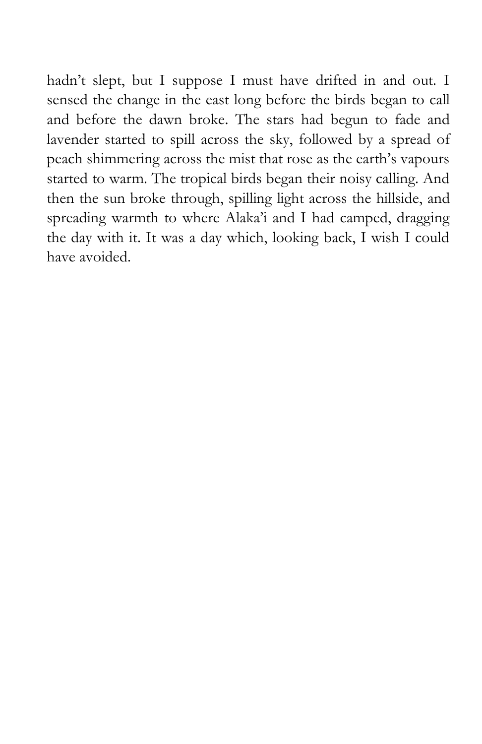hadn't slept, but I suppose I must have drifted in and out. I sensed the change in the east long before the birds began to call and before the dawn broke. The stars had begun to fade and lavender started to spill across the sky, followed by a spread of peach shimmering across the mist that rose as the earth's vapours started to warm. The tropical birds began their noisy calling. And then the sun broke through, spilling light across the hillside, and spreading warmth to where Alaka'i and I had camped, dragging the day with it. It was a day which, looking back, I wish I could have avoided.